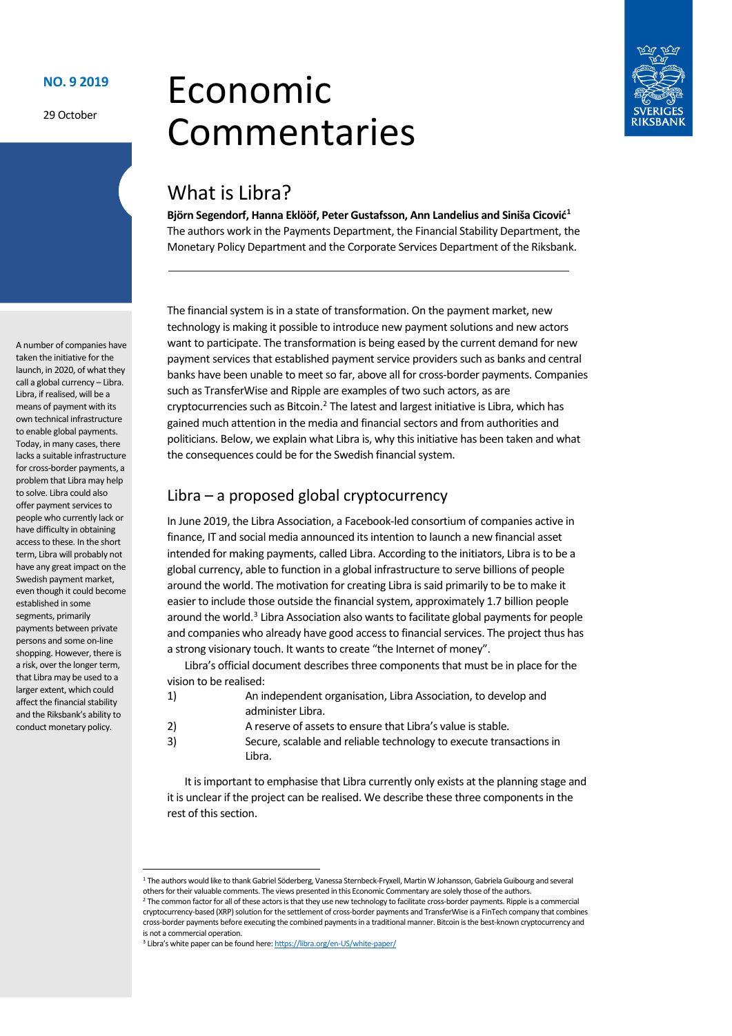NO. 9 2019

29 October

# Economic Commentaries

## What is Libra?

**Björn Segendorf, Hanna Eklööf, Peter Gustafsson, Ann Landelius and Siniša Cicović**[1]
The authors work in the Payments Department, the Financial Stability Department, the Monetary Policy Department and the Corporate Services Department of the Riksbank.

A number of companies have taken the initiative for the launch, in 2020, of what they call a global currency – Libra. Libra, if realised, will be a means of payment with its own technical infrastructure to enable global payments. Today, in many cases, there lacks a suitable infrastructure for cross-border payments, a problem that Libra may help to solve. Libra could also offer payment services to people who currently lack or have difficulty in obtaining access to these. In the short term, Libra will probably not have any great impact on the Swedish payment market, even though it could become established in some segments, primarily payments between private persons and some on-line shopping. However, there is a risk, over the longer term, that Libra may be used to a larger extent, which could affect the financial stability and the Riksbank's ability to conduct monetary policy.

The financial system is in a state of transformation. On the payment market, new technology is making it possible to introduce new payment solutions and new actors want to participate. The transformation is being eased by the current demand for new payment services that established payment service providers such as banks and central banks have been unable to meet so far, above all for cross-border payments. Companies such as TransferWise and Ripple are examples of two such actors, as are cryptocurrencies such as Bitcoin.[2] The latest and largest initiative is Libra, which has gained much attention in the media and financial sectors and from authorities and politicians. Below, we explain what Libra is, why this initiative has been taken and what the consequences could be for the Swedish financial system.

## Libra – a proposed global cryptocurrency

In June 2019, the Libra Association, a Facebook-led consortium of companies active in finance, IT and social media announced its intention to launch a new financial asset intended for making payments, called Libra. According to the initiators, Libra is to be a global currency, able to function in a global infrastructure to serve billions of people around the world. The motivation for creating Libra is said primarily to be to make it easier to include those outside the financial system, approximately 1.7 billion people around the world.[3] Libra Association also wants to facilitate global payments for people and companies who already have good access to financial services. The project thus has a strong visionary touch. It wants to create "the Internet of money".

Libra's official document describes three components that must be in place for the vision to be realised:

1) An independent organisation, Libra Association, to develop and administer Libra.
2) A reserve of assets to ensure that Libra's value is stable.
3) Secure, scalable and reliable technology to execute transactions in Libra.

It is important to emphasise that Libra currently only exists at the planning stage and it is unclear if the project can be realised. We describe these three components in the rest of this section.

---

[1] The authors would like to thank Gabriel Söderberg, Vanessa Sternbeck-Fryxell, Martin W Johansson, Gabriela Guibourg and several others for their valuable comments. The views presented in this Economic Commentary are solely those of the authors.

[2] The common factor for all of these actors is that they use new technology to facilitate cross-border payments. Ripple is a commercial cryptocurrency-based (XRP) solution for the settlement of cross-border payments and TransferWise is a FinTech company that combines cross-border payments before executing the combined payments in a traditional manner. Bitcoin is the best-known cryptocurrency and is not a commercial operation.

[3] Libra's white paper can be found here: https://libra.org/en-US/white-paper/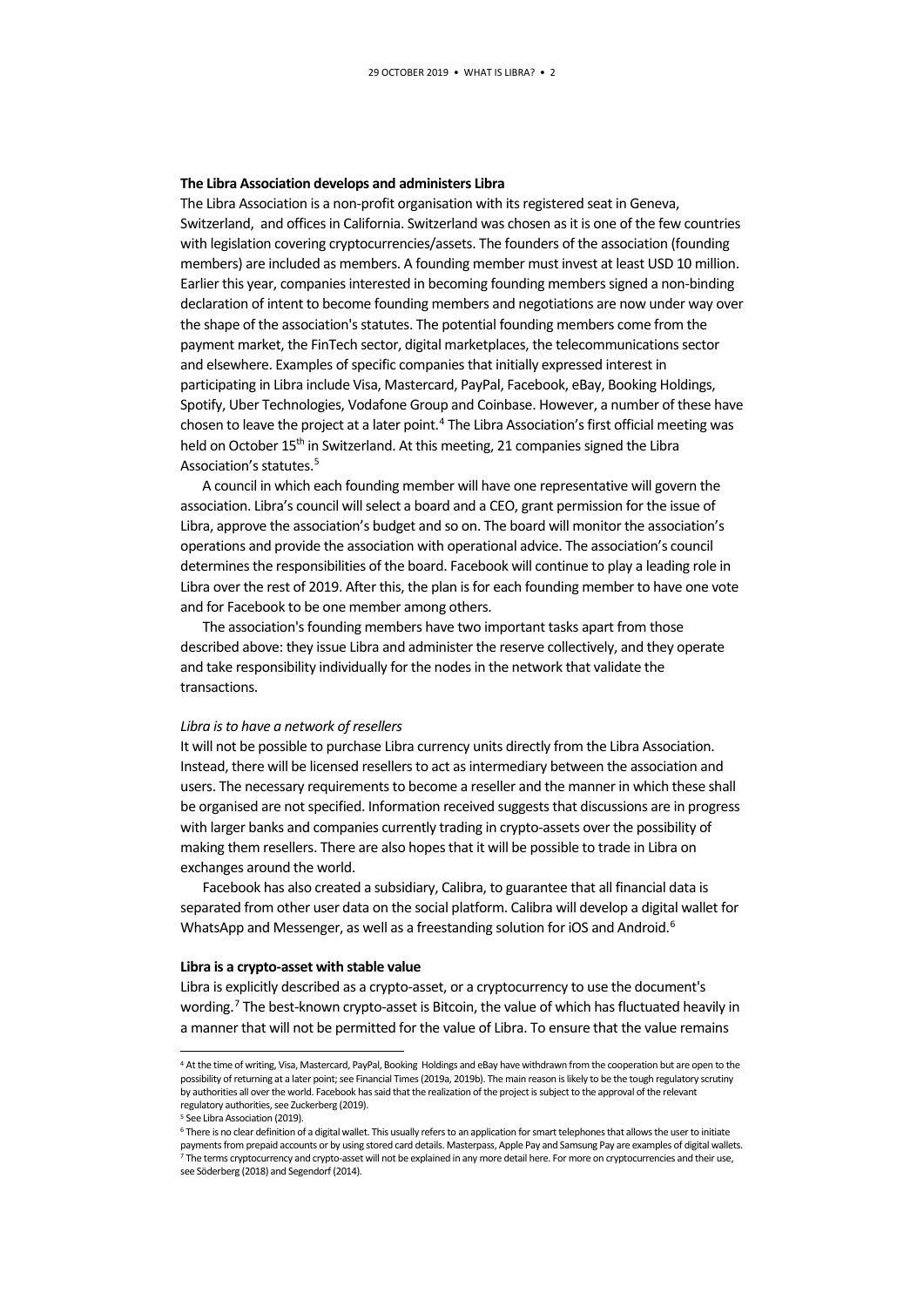**The Libra Association develops and administers Libra**

The Libra Association is a non-profit organisation with its registered seat in Geneva, Switzerland, and offices in California. Switzerland was chosen as it is one of the few countries with legislation covering cryptocurrencies/assets. The founders of the association (founding members) are included as members. A founding member must invest at least USD 10 million. Earlier this year, companies interested in becoming founding members signed a non-binding declaration of intent to become founding members and negotiations are now under way over the shape of the association's statutes. The potential founding members come from the payment market, the FinTech sector, digital marketplaces, the telecommunications sector and elsewhere. Examples of specific companies that initially expressed interest in participating in Libra include Visa, Mastercard, PayPal, Facebook, eBay, Booking Holdings, Spotify, Uber Technologies, Vodafone Group and Coinbase. However, a number of these have chosen to leave the project at a later point.[4] The Libra Association's first official meeting was held on October 15th in Switzerland. At this meeting, 21 companies signed the Libra Association's statutes.[5]

A council in which each founding member will have one representative will govern the association. Libra's council will select a board and a CEO, grant permission for the issue of Libra, approve the association's budget and so on. The board will monitor the association's operations and provide the association with operational advice. The association's council determines the responsibilities of the board. Facebook will continue to play a leading role in Libra over the rest of 2019. After this, the plan is for each founding member to have one vote and for Facebook to be one member among others.

The association's founding members have two important tasks apart from those described above: they issue Libra and administer the reserve collectively, and they operate and take responsibility individually for the nodes in the network that validate the transactions.

*Libra is to have a network of resellers*

It will not be possible to purchase Libra currency units directly from the Libra Association. Instead, there will be licensed resellers to act as intermediary between the association and users. The necessary requirements to become a reseller and the manner in which these shall be organised are not specified. Information received suggests that discussions are in progress with larger banks and companies currently trading in crypto-assets over the possibility of making them resellers. There are also hopes that it will be possible to trade in Libra on exchanges around the world.

Facebook has also created a subsidiary, Calibra, to guarantee that all financial data is separated from other user data on the social platform. Calibra will develop a digital wallet for WhatsApp and Messenger, as well as a freestanding solution for iOS and Android.[6]

**Libra is a crypto-asset with stable value**

Libra is explicitly described as a crypto-asset, or a cryptocurrency to use the document's wording.[7] The best-known crypto-asset is Bitcoin, the value of which has fluctuated heavily in a manner that will not be permitted for the value of Libra. To ensure that the value remains

---

[4] At the time of writing, Visa, Mastercard, PayPal, Booking Holdings and eBay have withdrawn from the cooperation but are open to the possibility of returning at a later point; see Financial Times (2019a, 2019b). The main reason is likely to be the tough regulatory scrutiny by authorities all over the world. Facebook has said that the realization of the project is subject to the approval of the relevant regulatory authorities, see Zuckerberg (2019).

[5] See Libra Association (2019).

[6] There is no clear definition of a digital wallet. This usually refers to an application for smart telephones that allows the user to initiate payments from prepaid accounts or by using stored card details. Masterpass, Apple Pay and Samsung Pay are examples of digital wallets.

[7] The terms cryptocurrency and crypto-asset will not be explained in any more detail here. For more on cryptocurrencies and their use, see Söderberg (2018) and Segendorf (2014).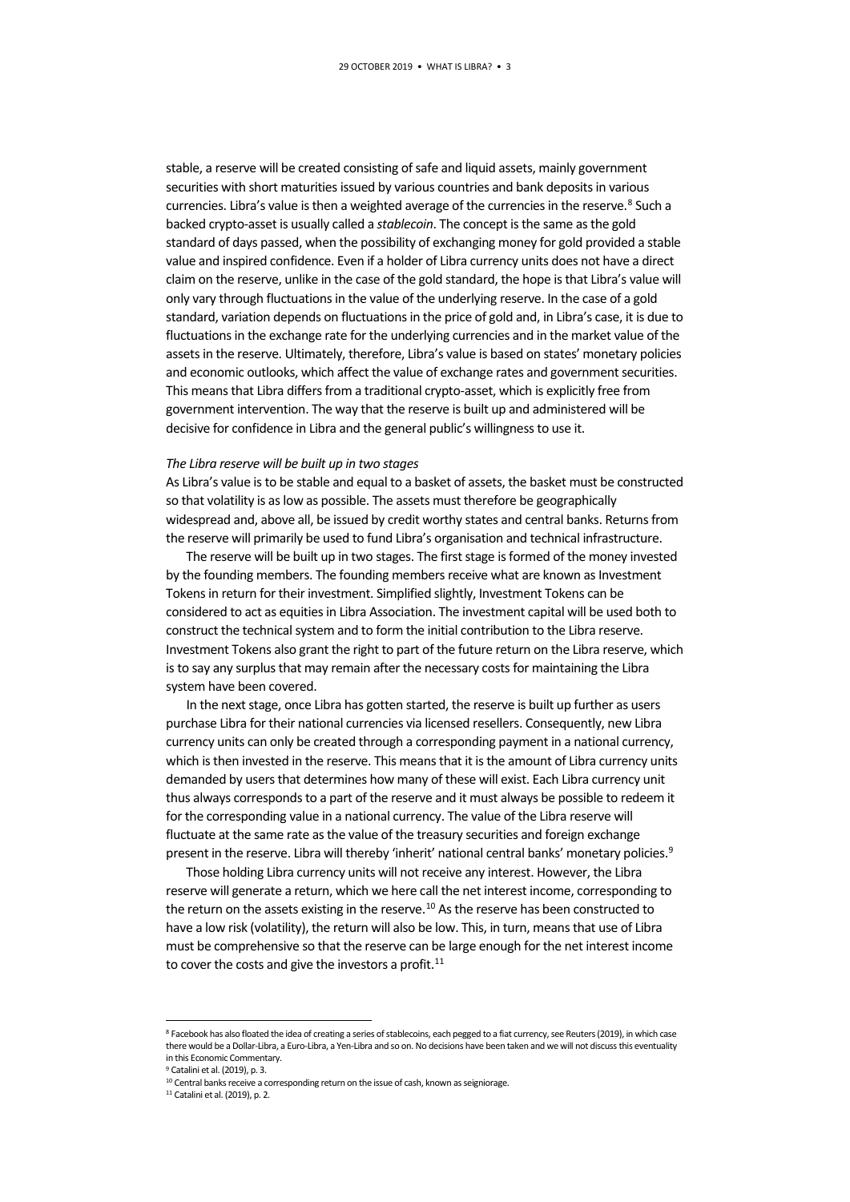stable, a reserve will be created consisting of safe and liquid assets, mainly government securities with short maturities issued by various countries and bank deposits in various currencies. Libra's value is then a weighted average of the currencies in the reserve.[8] Such a backed crypto-asset is usually called a *stablecoin*. The concept is the same as the gold standard of days passed, when the possibility of exchanging money for gold provided a stable value and inspired confidence. Even if a holder of Libra currency units does not have a direct claim on the reserve, unlike in the case of the gold standard, the hope is that Libra's value will only vary through fluctuations in the value of the underlying reserve. In the case of a gold standard, variation depends on fluctuations in the price of gold and, in Libra's case, it is due to fluctuations in the exchange rate for the underlying currencies and in the market value of the assets in the reserve. Ultimately, therefore, Libra's value is based on states' monetary policies and economic outlooks, which affect the value of exchange rates and government securities. This means that Libra differs from a traditional crypto-asset, which is explicitly free from government intervention. The way that the reserve is built up and administered will be decisive for confidence in Libra and the general public's willingness to use it.

*The Libra reserve will be built up in two stages*

As Libra's value is to be stable and equal to a basket of assets, the basket must be constructed so that volatility is as low as possible. The assets must therefore be geographically widespread and, above all, be issued by credit worthy states and central banks. Returns from the reserve will primarily be used to fund Libra's organisation and technical infrastructure.

The reserve will be built up in two stages. The first stage is formed of the money invested by the founding members. The founding members receive what are known as Investment Tokens in return for their investment. Simplified slightly, Investment Tokens can be considered to act as equities in Libra Association. The investment capital will be used both to construct the technical system and to form the initial contribution to the Libra reserve. Investment Tokens also grant the right to part of the future return on the Libra reserve, which is to say any surplus that may remain after the necessary costs for maintaining the Libra system have been covered.

In the next stage, once Libra has gotten started, the reserve is built up further as users purchase Libra for their national currencies via licensed resellers. Consequently, new Libra currency units can only be created through a corresponding payment in a national currency, which is then invested in the reserve. This means that it is the amount of Libra currency units demanded by users that determines how many of these will exist. Each Libra currency unit thus always corresponds to a part of the reserve and it must always be possible to redeem it for the corresponding value in a national currency. The value of the Libra reserve will fluctuate at the same rate as the value of the treasury securities and foreign exchange present in the reserve. Libra will thereby 'inherit' national central banks' monetary policies.[9]

Those holding Libra currency units will not receive any interest. However, the Libra reserve will generate a return, which we here call the net interest income, corresponding to the return on the assets existing in the reserve.[10] As the reserve has been constructed to have a low risk (volatility), the return will also be low. This, in turn, means that use of Libra must be comprehensive so that the reserve can be large enough for the net interest income to cover the costs and give the investors a profit.[11]

---

[8] Facebook has also floated the idea of creating a series of stablecoins, each pegged to a fiat currency, see Reuters (2019), in which case there would be a Dollar-Libra, a Euro-Libra, a Yen-Libra and so on. No decisions have been taken and we will not discuss this eventuality in this Economic Commentary.

[9] Catalini et al. (2019), p. 3.

[10] Central banks receive a corresponding return on the issue of cash, known as seigniorage.

[11] Catalini et al. (2019), p. 2.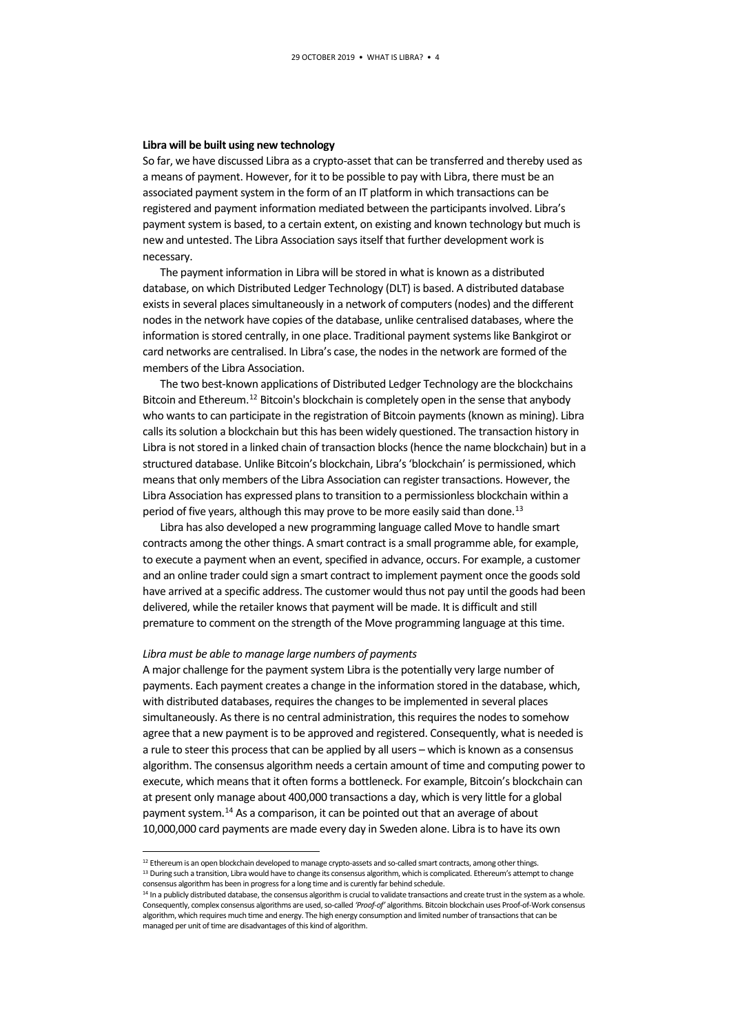**Libra will be built using new technology**

So far, we have discussed Libra as a crypto-asset that can be transferred and thereby used as a means of payment. However, for it to be possible to pay with Libra, there must be an associated payment system in the form of an IT platform in which transactions can be registered and payment information mediated between the participants involved. Libra's payment system is based, to a certain extent, on existing and known technology but much is new and untested. The Libra Association says itself that further development work is necessary.

The payment information in Libra will be stored in what is known as a distributed database, on which Distributed Ledger Technology (DLT) is based. A distributed database exists in several places simultaneously in a network of computers (nodes) and the different nodes in the network have copies of the database, unlike centralised databases, where the information is stored centrally, in one place. Traditional payment systems like Bankgirot or card networks are centralised. In Libra's case, the nodes in the network are formed of the members of the Libra Association.

The two best-known applications of Distributed Ledger Technology are the blockchains Bitcoin and Ethereum.[12] Bitcoin's blockchain is completely open in the sense that anybody who wants to can participate in the registration of Bitcoin payments (known as mining). Libra calls its solution a blockchain but this has been widely questioned. The transaction history in Libra is not stored in a linked chain of transaction blocks (hence the name blockchain) but in a structured database. Unlike Bitcoin's blockchain, Libra's 'blockchain' is permissioned, which means that only members of the Libra Association can register transactions. However, the Libra Association has expressed plans to transition to a permissionless blockchain within a period of five years, although this may prove to be more easily said than done.[13]

Libra has also developed a new programming language called Move to handle smart contracts among the other things. A smart contract is a small programme able, for example, to execute a payment when an event, specified in advance, occurs. For example, a customer and an online trader could sign a smart contract to implement payment once the goods sold have arrived at a specific address. The customer would thus not pay until the goods had been delivered, while the retailer knows that payment will be made. It is difficult and still premature to comment on the strength of the Move programming language at this time.

*Libra must be able to manage large numbers of payments*

A major challenge for the payment system Libra is the potentially very large number of payments. Each payment creates a change in the information stored in the database, which, with distributed databases, requires the changes to be implemented in several places simultaneously. As there is no central administration, this requires the nodes to somehow agree that a new payment is to be approved and registered. Consequently, what is needed is a rule to steer this process that can be applied by all users – which is known as a consensus algorithm. The consensus algorithm needs a certain amount of time and computing power to execute, which means that it often forms a bottleneck. For example, Bitcoin's blockchain can at present only manage about 400,000 transactions a day, which is very little for a global payment system.[14] As a comparison, it can be pointed out that an average of about 10,000,000 card payments are made every day in Sweden alone. Libra is to have its own

---

[12] Ethereum is an open blockchain developed to manage crypto-assets and so-called smart contracts, among other things.

[13] During such a transition, Libra would have to change its consensus algorithm, which is complicated. Ethereum's attempt to change consensus algorithm has been in progress for a long time and is curently far behind schedule.

[14] In a publicly distributed database, the consensus algorithm is crucial to validate transactions and create trust in the system as a whole. Consequently, complex consensus algorithms are used, so-called *'Proof-of'* algorithms. Bitcoin blockchain uses Proof-of-Work consensus algorithm, which requires much time and energy. The high energy consumption and limited number of transactions that can be managed per unit of time are disadvantages of this kind of algorithm.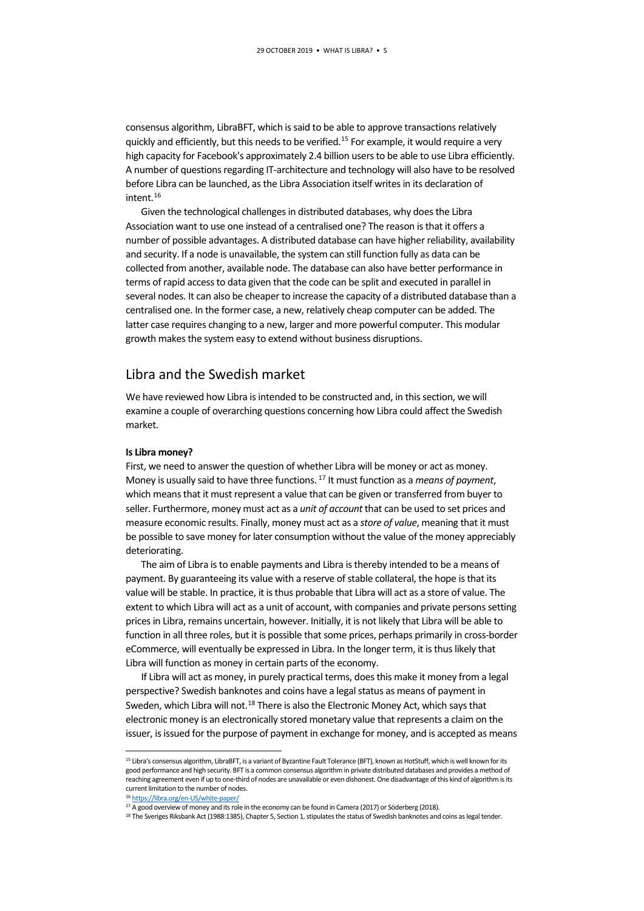consensus algorithm, LibraBFT, which is said to be able to approve transactions relatively quickly and efficiently, but this needs to be verified.[15] For example, it would require a very high capacity for Facebook's approximately 2.4 billion users to be able to use Libra efficiently. A number of questions regarding IT-architecture and technology will also have to be resolved before Libra can be launched, as the Libra Association itself writes in its declaration of intent.[16]

Given the technological challenges in distributed databases, why does the Libra Association want to use one instead of a centralised one? The reason is that it offers a number of possible advantages. A distributed database can have higher reliability, availability and security. If a node is unavailable, the system can still function fully as data can be collected from another, available node. The database can also have better performance in terms of rapid access to data given that the code can be split and executed in parallel in several nodes. It can also be cheaper to increase the capacity of a distributed database than a centralised one. In the former case, a new, relatively cheap computer can be added. The latter case requires changing to a new, larger and more powerful computer. This modular growth makes the system easy to extend without business disruptions.

## Libra and the Swedish market

We have reviewed how Libra is intended to be constructed and, in this section, we will examine a couple of overarching questions concerning how Libra could affect the Swedish market.

### Is Libra money?

First, we need to answer the question of whether Libra will be money or act as money. Money is usually said to have three functions.[17] It must function as a *means of payment*, which means that it must represent a value that can be given or transferred from buyer to seller. Furthermore, money must act as a *unit of account* that can be used to set prices and measure economic results. Finally, money must act as a *store of value*, meaning that it must be possible to save money for later consumption without the value of the money appreciably deteriorating.

The aim of Libra is to enable payments and Libra is thereby intended to be a means of payment. By guaranteeing its value with a reserve of stable collateral, the hope is that its value will be stable. In practice, it is thus probable that Libra will act as a store of value. The extent to which Libra will act as a unit of account, with companies and private persons setting prices in Libra, remains uncertain, however. Initially, it is not likely that Libra will be able to function in all three roles, but it is possible that some prices, perhaps primarily in cross-border eCommerce, will eventually be expressed in Libra. In the longer term, it is thus likely that Libra will function as money in certain parts of the economy.

If Libra will act as money, in purely practical terms, does this make it money from a legal perspective? Swedish banknotes and coins have a legal status as means of payment in Sweden, which Libra will not.[18] There is also the Electronic Money Act, which says that electronic money is an electronically stored monetary value that represents a claim on the issuer, is issued for the purpose of payment in exchange for money, and is accepted as means

---

[15] Libra's consensus algorithm, LibraBFT, is a variant of Byzantine Fault Tolerance (BFT), known as HotStuff, which is well known for its good performance and high security. BFT is a common consensus algorithm in private distributed databases and provides a method of reaching agreement even if up to one-third of nodes are unavailable or even dishonest. One disadvantage of this kind of algorithm is its current limitation to the number of nodes.

[16] https://libra.org/en-US/white-paper/

[17] A good overview of money and its role in the economy can be found in Camera (2017) or Söderberg (2018).

[18] The Sveriges Riksbank Act (1988:1385), Chapter 5, Section 1, stipulates the status of Swedish banknotes and coins as legal tender.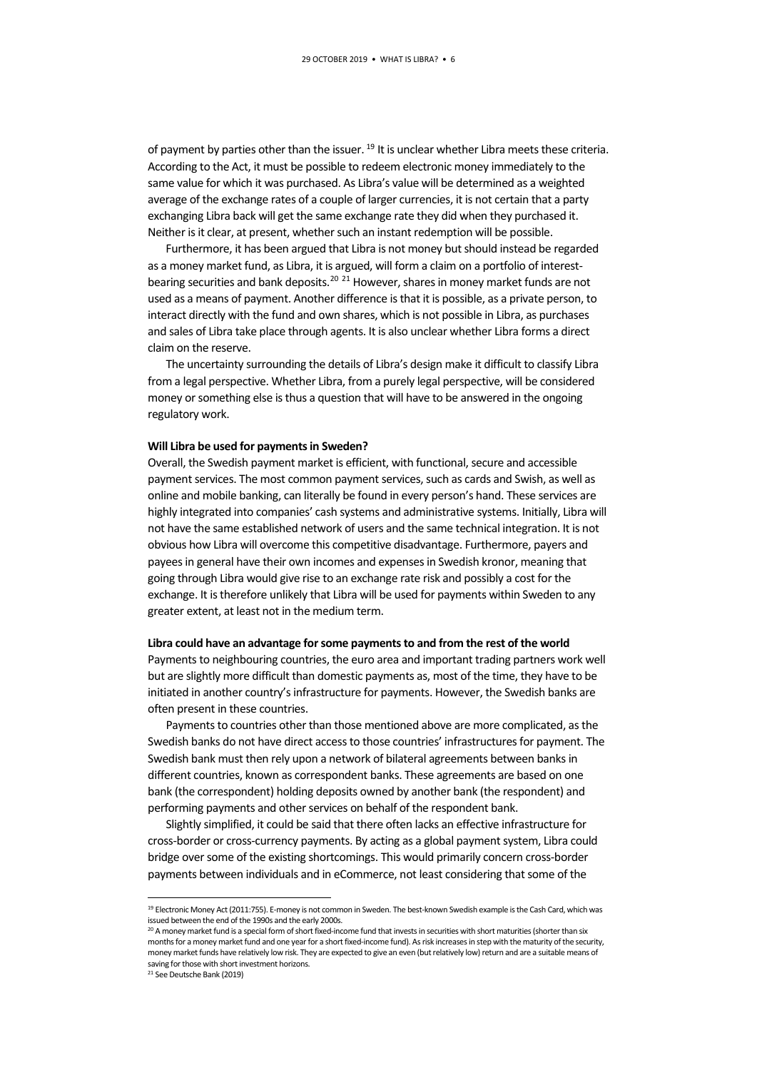of payment by parties other than the issuer. [19] It is unclear whether Libra meets these criteria. According to the Act, it must be possible to redeem electronic money immediately to the same value for which it was purchased. As Libra's value will be determined as a weighted average of the exchange rates of a couple of larger currencies, it is not certain that a party exchanging Libra back will get the same exchange rate they did when they purchased it. Neither is it clear, at present, whether such an instant redemption will be possible.

Furthermore, it has been argued that Libra is not money but should instead be regarded as a money market fund, as Libra, it is argued, will form a claim on a portfolio of interest-bearing securities and bank deposits.[20] [21] However, shares in money market funds are not used as a means of payment. Another difference is that it is possible, as a private person, to interact directly with the fund and own shares, which is not possible in Libra, as purchases and sales of Libra take place through agents. It is also unclear whether Libra forms a direct claim on the reserve.

The uncertainty surrounding the details of Libra's design make it difficult to classify Libra from a legal perspective. Whether Libra, from a purely legal perspective, will be considered money or something else is thus a question that will have to be answered in the ongoing regulatory work.

**Will Libra be used for payments in Sweden?**

Overall, the Swedish payment market is efficient, with functional, secure and accessible payment services. The most common payment services, such as cards and Swish, as well as online and mobile banking, can literally be found in every person's hand. These services are highly integrated into companies' cash systems and administrative systems. Initially, Libra will not have the same established network of users and the same technical integration. It is not obvious how Libra will overcome this competitive disadvantage. Furthermore, payers and payees in general have their own incomes and expenses in Swedish kronor, meaning that going through Libra would give rise to an exchange rate risk and possibly a cost for the exchange. It is therefore unlikely that Libra will be used for payments within Sweden to any greater extent, at least not in the medium term.

**Libra could have an advantage for some payments to and from the rest of the world**

Payments to neighbouring countries, the euro area and important trading partners work well but are slightly more difficult than domestic payments as, most of the time, they have to be initiated in another country's infrastructure for payments. However, the Swedish banks are often present in these countries.

Payments to countries other than those mentioned above are more complicated, as the Swedish banks do not have direct access to those countries' infrastructures for payment. The Swedish bank must then rely upon a network of bilateral agreements between banks in different countries, known as correspondent banks. These agreements are based on one bank (the correspondent) holding deposits owned by another bank (the respondent) and performing payments and other services on behalf of the respondent bank.

Slightly simplified, it could be said that there often lacks an effective infrastructure for cross-border or cross-currency payments. By acting as a global payment system, Libra could bridge over some of the existing shortcomings. This would primarily concern cross-border payments between individuals and in eCommerce, not least considering that some of the

---

[19] Electronic Money Act (2011:755). E-money is not common in Sweden. The best-known Swedish example is the Cash Card, which was issued between the end of the 1990s and the early 2000s.

[20] A money market fund is a special form of short fixed-income fund that invests in securities with short maturities (shorter than six months for a money market fund and one year for a short fixed-income fund). As risk increases in step with the maturity of the security, money market funds have relatively low risk. They are expected to give an even (but relatively low) return and are a suitable means of saving for those with short investment horizons.

[21] See Deutsche Bank (2019)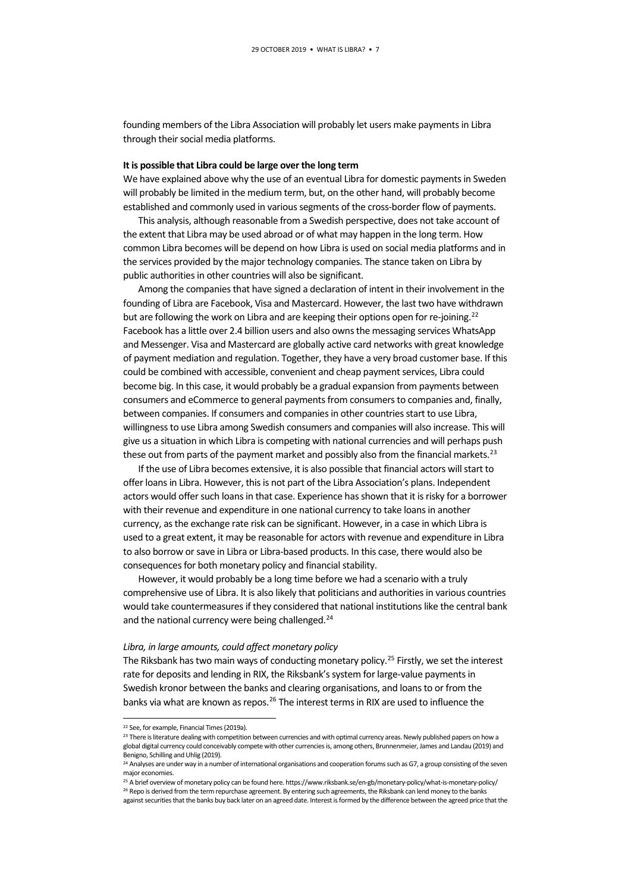founding members of the Libra Association will probably let users make payments in Libra through their social media platforms.

**It is possible that Libra could be large over the long term**

We have explained above why the use of an eventual Libra for domestic payments in Sweden will probably be limited in the medium term, but, on the other hand, will probably become established and commonly used in various segments of the cross-border flow of payments.

This analysis, although reasonable from a Swedish perspective, does not take account of the extent that Libra may be used abroad or of what may happen in the long term. How common Libra becomes will be depend on how Libra is used on social media platforms and in the services provided by the major technology companies. The stance taken on Libra by public authorities in other countries will also be significant.

Among the companies that have signed a declaration of intent in their involvement in the founding of Libra are Facebook, Visa and Mastercard. However, the last two have withdrawn but are following the work on Libra and are keeping their options open for re-joining.[22] Facebook has a little over 2.4 billion users and also owns the messaging services WhatsApp and Messenger. Visa and Mastercard are globally active card networks with great knowledge of payment mediation and regulation. Together, they have a very broad customer base. If this could be combined with accessible, convenient and cheap payment services, Libra could become big. In this case, it would probably be a gradual expansion from payments between consumers and eCommerce to general payments from consumers to companies and, finally, between companies. If consumers and companies in other countries start to use Libra, willingness to use Libra among Swedish consumers and companies will also increase. This will give us a situation in which Libra is competing with national currencies and will perhaps push these out from parts of the payment market and possibly also from the financial markets.[23]

If the use of Libra becomes extensive, it is also possible that financial actors will start to offer loans in Libra. However, this is not part of the Libra Association's plans. Independent actors would offer such loans in that case. Experience has shown that it is risky for a borrower with their revenue and expenditure in one national currency to take loans in another currency, as the exchange rate risk can be significant. However, in a case in which Libra is used to a great extent, it may be reasonable for actors with revenue and expenditure in Libra to also borrow or save in Libra or Libra-based products. In this case, there would also be consequences for both monetary policy and financial stability.

However, it would probably be a long time before we had a scenario with a truly comprehensive use of Libra. It is also likely that politicians and authorities in various countries would take countermeasures if they considered that national institutions like the central bank and the national currency were being challenged.[24]

*Libra, in large amounts, could affect monetary policy*

The Riksbank has two main ways of conducting monetary policy.[25] Firstly, we set the interest rate for deposits and lending in RIX, the Riksbank's system for large-value payments in Swedish kronor between the banks and clearing organisations, and loans to or from the banks via what are known as repos.[26] The interest terms in RIX are used to influence the

[22] See, for example, Financial Times (2019a).

[23] There is literature dealing with competition between currencies and with optimal currency areas. Newly published papers on how a global digital currency could conceivably compete with other currencies is, among others, Brunnenmeier, James and Landau (2019) and Benigno, Schilling and Uhlig (2019).

[24] Analyses are under way in a number of international organisations and cooperation forums such as G7, a group consisting of the seven major economies.

[25] A brief overview of monetary policy can be found here. https://www.riksbank.se/en-gb/monetary-policy/what-is-monetary-policy/

[26] Repo is derived from the term repurchase agreement. By entering such agreements, the Riksbank can lend money to the banks against securities that the banks buy back later on an agreed date. Interest is formed by the difference between the agreed price that the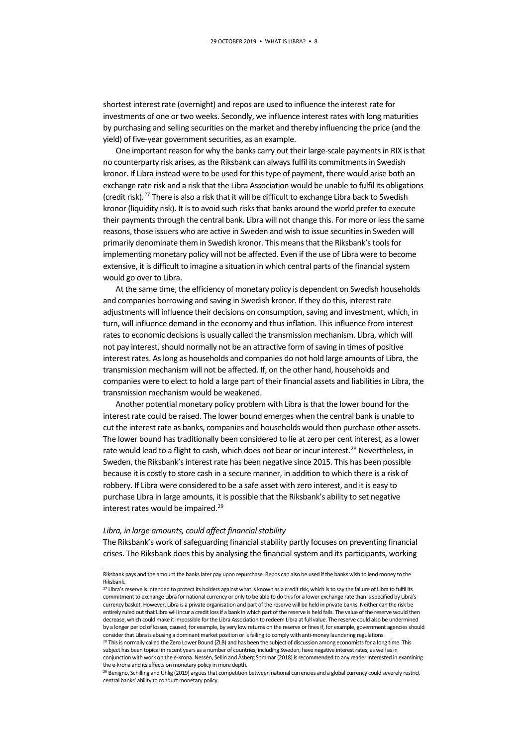shortest interest rate (overnight) and repos are used to influence the interest rate for investments of one or two weeks. Secondly, we influence interest rates with long maturities by purchasing and selling securities on the market and thereby influencing the price (and the yield) of five-year government securities, as an example.

One important reason for why the banks carry out their large-scale payments in RIX is that no counterparty risk arises, as the Riksbank can always fulfil its commitments in Swedish kronor. If Libra instead were to be used for this type of payment, there would arise both an exchange rate risk and a risk that the Libra Association would be unable to fulfil its obligations (credit risk).[27] There is also a risk that it will be difficult to exchange Libra back to Swedish kronor (liquidity risk). It is to avoid such risks that banks around the world prefer to execute their payments through the central bank. Libra will not change this. For more or less the same reasons, those issuers who are active in Sweden and wish to issue securities in Sweden will primarily denominate them in Swedish kronor. This means that the Riksbank's tools for implementing monetary policy will not be affected. Even if the use of Libra were to become extensive, it is difficult to imagine a situation in which central parts of the financial system would go over to Libra.

At the same time, the efficiency of monetary policy is dependent on Swedish households and companies borrowing and saving in Swedish kronor. If they do this, interest rate adjustments will influence their decisions on consumption, saving and investment, which, in turn, will influence demand in the economy and thus inflation. This influence from interest rates to economic decisions is usually called the transmission mechanism. Libra, which will not pay interest, should normally not be an attractive form of saving in times of positive interest rates. As long as households and companies do not hold large amounts of Libra, the transmission mechanism will not be affected. If, on the other hand, households and companies were to elect to hold a large part of their financial assets and liabilities in Libra, the transmission mechanism would be weakened.

Another potential monetary policy problem with Libra is that the lower bound for the interest rate could be raised. The lower bound emerges when the central bank is unable to cut the interest rate as banks, companies and households would then purchase other assets. The lower bound has traditionally been considered to lie at zero per cent interest, as a lower rate would lead to a flight to cash, which does not bear or incur interest.[28] Nevertheless, in Sweden, the Riksbank's interest rate has been negative since 2015. This has been possible because it is costly to store cash in a secure manner, in addition to which there is a risk of robbery. If Libra were considered to be a safe asset with zero interest, and it is easy to purchase Libra in large amounts, it is possible that the Riksbank's ability to set negative interest rates would be impaired.[29]

*Libra, in large amounts, could affect financial stability*

The Riksbank's work of safeguarding financial stability partly focuses on preventing financial crises. The Riksbank does this by analysing the financial system and its participants, working

---

Riksbank pays and the amount the banks later pay upon repurchase. Repos can also be used if the banks wish to lend money to the Riksbank.

[27] Libra's reserve is intended to protect its holders against what is known as a credit risk, which is to say the failure of Libra to fulfil its commitment to exchange Libra for national currency or only to be able to do this for a lower exchange rate than is specified by Libra's currency basket. However, Libra is a private organisation and part of the reserve will be held in private banks. Neither can the risk be entirely ruled out that Libra will incur a credit loss if a bank in which part of the reserve is held fails. The value of the reserve would then decrease, which could make it impossible for the Libra Association to redeem Libra at full value. The reserve could also be undermined by a longer period of losses, caused, for example, by very low returns on the reserve or fines if, for example, government agencies should consider that Libra is abusing a dominant market position or is failing to comply with anti-money laundering regulations.

[28] This is normally called the Zero Lower Bound (ZLB) and has been the subject of discussion among economists for a long time. This subject has been topical in recent years as a number of countries, including Sweden, have negative interest rates, as well as in conjunction with work on the e-krona. Nessén, Sellin and Åsberg Sommar (2018) is recommended to any reader interested in examining the e-krona and its effects on monetary policy in more depth.

[29] Benigno, Schilling and Uhlig (2019) argues that competition between national currencies and a global currency could severely restrict central banks' ability to conduct monetary policy.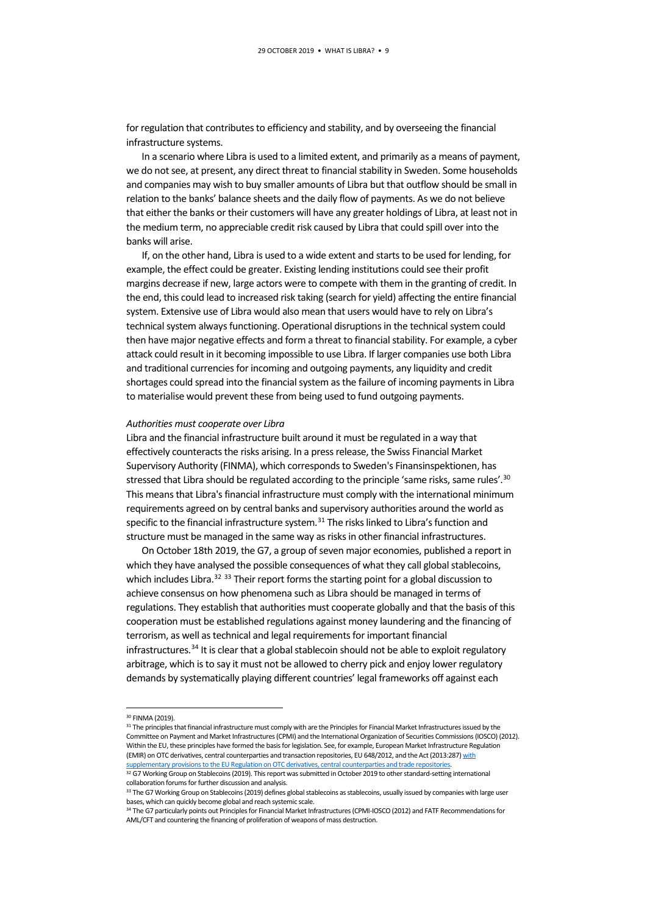for regulation that contributes to efficiency and stability, and by overseeing the financial infrastructure systems.

In a scenario where Libra is used to a limited extent, and primarily as a means of payment, we do not see, at present, any direct threat to financial stability in Sweden. Some households and companies may wish to buy smaller amounts of Libra but that outflow should be small in relation to the banks' balance sheets and the daily flow of payments. As we do not believe that either the banks or their customers will have any greater holdings of Libra, at least not in the medium term, no appreciable credit risk caused by Libra that could spill over into the banks will arise.

If, on the other hand, Libra is used to a wide extent and starts to be used for lending, for example, the effect could be greater. Existing lending institutions could see their profit margins decrease if new, large actors were to compete with them in the granting of credit. In the end, this could lead to increased risk taking (search for yield) affecting the entire financial system. Extensive use of Libra would also mean that users would have to rely on Libra's technical system always functioning. Operational disruptions in the technical system could then have major negative effects and form a threat to financial stability. For example, a cyber attack could result in it becoming impossible to use Libra. If larger companies use both Libra and traditional currencies for incoming and outgoing payments, any liquidity and credit shortages could spread into the financial system as the failure of incoming payments in Libra to materialise would prevent these from being used to fund outgoing payments.

*Authorities must cooperate over Libra*

Libra and the financial infrastructure built around it must be regulated in a way that effectively counteracts the risks arising. In a press release, the Swiss Financial Market Supervisory Authority (FINMA), which corresponds to Sweden's Finansinspektionen, has stressed that Libra should be regulated according to the principle 'same risks, same rules'.[30] This means that Libra's financial infrastructure must comply with the international minimum requirements agreed on by central banks and supervisory authorities around the world as specific to the financial infrastructure system.[31] The risks linked to Libra's function and structure must be managed in the same way as risks in other financial infrastructures.

On October 18th 2019, the G7, a group of seven major economies, published a report in which they have analysed the possible consequences of what they call global stablecoins, which includes Libra.[32] [33] Their report forms the starting point for a global discussion to achieve consensus on how phenomena such as Libra should be managed in terms of regulations. They establish that authorities must cooperate globally and that the basis of this cooperation must be established regulations against money laundering and the financing of terrorism, as well as technical and legal requirements for important financial infrastructures.[34] It is clear that a global stablecoin should not be able to exploit regulatory arbitrage, which is to say it must not be allowed to cherry pick and enjoy lower regulatory demands by systematically playing different countries' legal frameworks off against each

---

[30] FINMA (2019).

[31] The principles that financial infrastructure must comply with are the Principles for Financial Market Infrastructures issued by the Committee on Payment and Market Infrastructures (CPMI) and the International Organization of Securities Commissions (IOSCO) (2012). Within the EU, these principles have formed the basis for legislation. See, for example, European Market Infrastructure Regulation (EMIR) on OTC derivatives, central counterparties and transaction repositories, EU 648/2012, and the Act (2013:287) with supplementary provisions to the EU Regulation on OTC derivatives, central counterparties and trade repositories.

[32] G7 Working Group on Stablecoins (2019). This report was submitted in October 2019 to other standard-setting international collaboration forums for further discussion and analysis.

[33] The G7 Working Group on Stablecoins (2019) defines global stablecoins as stablecoins, usually issued by companies with large user bases, which can quickly become global and reach systemic scale.

[34] The G7 particularly points out Principles for Financial Market Infrastructures (CPMI-IOSCO (2012) and FATF Recommendations for AML/CFT and countering the financing of proliferation of weapons of mass destruction.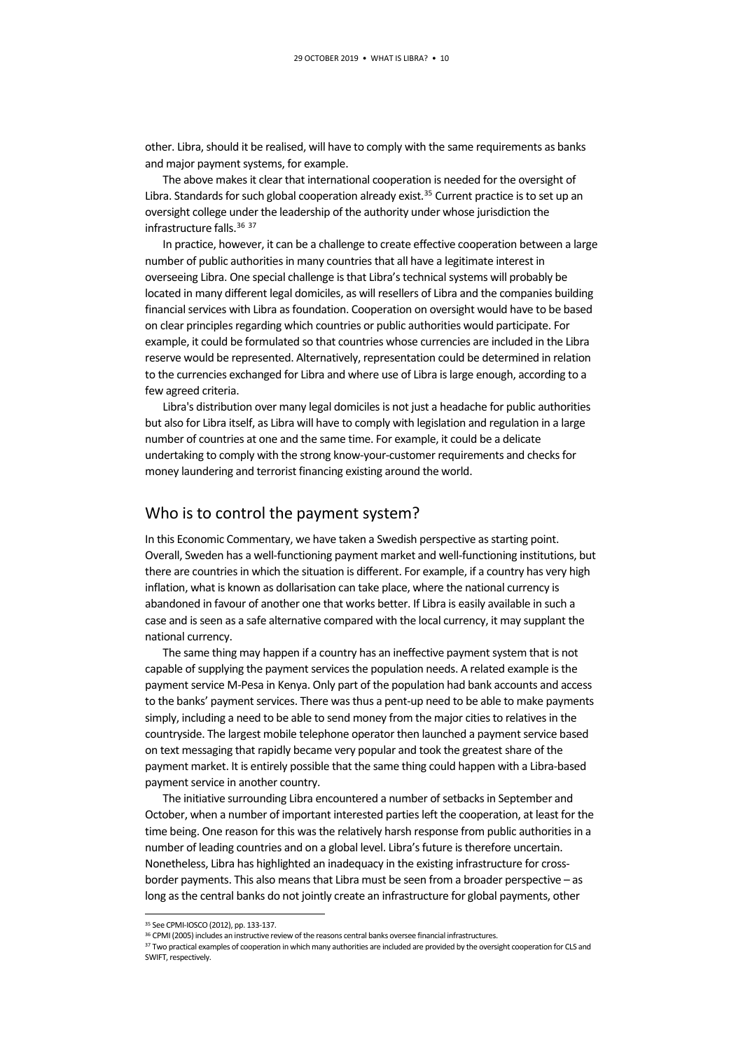other. Libra, should it be realised, will have to comply with the same requirements as banks and major payment systems, for example.

The above makes it clear that international cooperation is needed for the oversight of Libra. Standards for such global cooperation already exist.[35] Current practice is to set up an oversight college under the leadership of the authority under whose jurisdiction the infrastructure falls.[36] [37]

In practice, however, it can be a challenge to create effective cooperation between a large number of public authorities in many countries that all have a legitimate interest in overseeing Libra. One special challenge is that Libra's technical systems will probably be located in many different legal domiciles, as will resellers of Libra and the companies building financial services with Libra as foundation. Cooperation on oversight would have to be based on clear principles regarding which countries or public authorities would participate. For example, it could be formulated so that countries whose currencies are included in the Libra reserve would be represented. Alternatively, representation could be determined in relation to the currencies exchanged for Libra and where use of Libra is large enough, according to a few agreed criteria.

Libra's distribution over many legal domiciles is not just a headache for public authorities but also for Libra itself, as Libra will have to comply with legislation and regulation in a large number of countries at one and the same time. For example, it could be a delicate undertaking to comply with the strong know-your-customer requirements and checks for money laundering and terrorist financing existing around the world.

## Who is to control the payment system?

In this Economic Commentary, we have taken a Swedish perspective as starting point. Overall, Sweden has a well-functioning payment market and well-functioning institutions, but there are countries in which the situation is different. For example, if a country has very high inflation, what is known as dollarisation can take place, where the national currency is abandoned in favour of another one that works better. If Libra is easily available in such a case and is seen as a safe alternative compared with the local currency, it may supplant the national currency.

The same thing may happen if a country has an ineffective payment system that is not capable of supplying the payment services the population needs. A related example is the payment service M-Pesa in Kenya. Only part of the population had bank accounts and access to the banks' payment services. There was thus a pent-up need to be able to make payments simply, including a need to be able to send money from the major cities to relatives in the countryside. The largest mobile telephone operator then launched a payment service based on text messaging that rapidly became very popular and took the greatest share of the payment market. It is entirely possible that the same thing could happen with a Libra-based payment service in another country.

The initiative surrounding Libra encountered a number of setbacks in September and October, when a number of important interested parties left the cooperation, at least for the time being. One reason for this was the relatively harsh response from public authorities in a number of leading countries and on a global level. Libra's future is therefore uncertain. Nonetheless, Libra has highlighted an inadequacy in the existing infrastructure for cross-border payments. This also means that Libra must be seen from a broader perspective – as long as the central banks do not jointly create an infrastructure for global payments, other

---

[35] See CPMI-IOSCO (2012), pp. 133-137.

[36] CPMI (2005) includes an instructive review of the reasons central banks oversee financial infrastructures.

[37] Two practical examples of cooperation in which many authorities are included are provided by the oversight cooperation for CLS and SWIFT, respectively.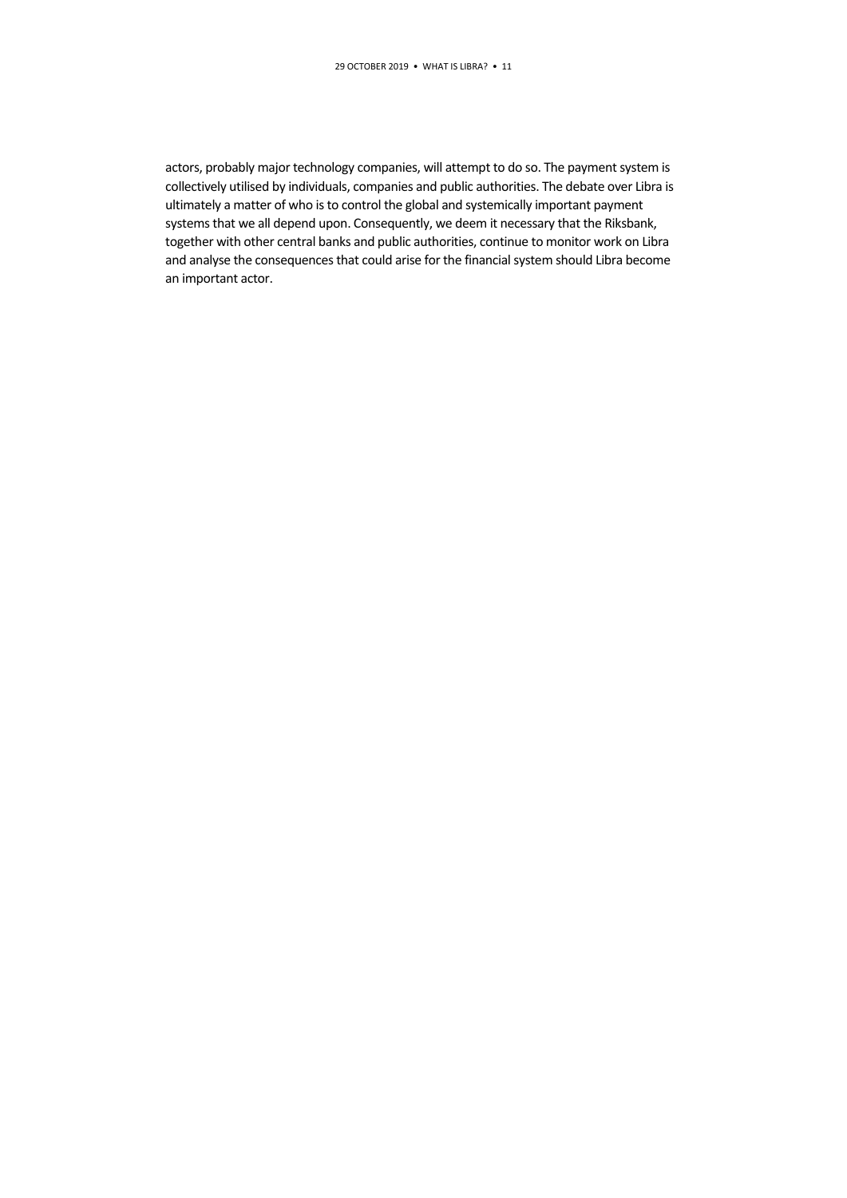actors, probably major technology companies, will attempt to do so. The payment system is collectively utilised by individuals, companies and public authorities. The debate over Libra is ultimately a matter of who is to control the global and systemically important payment systems that we all depend upon. Consequently, we deem it necessary that the Riksbank, together with other central banks and public authorities, continue to monitor work on Libra and analyse the consequences that could arise for the financial system should Libra become an important actor.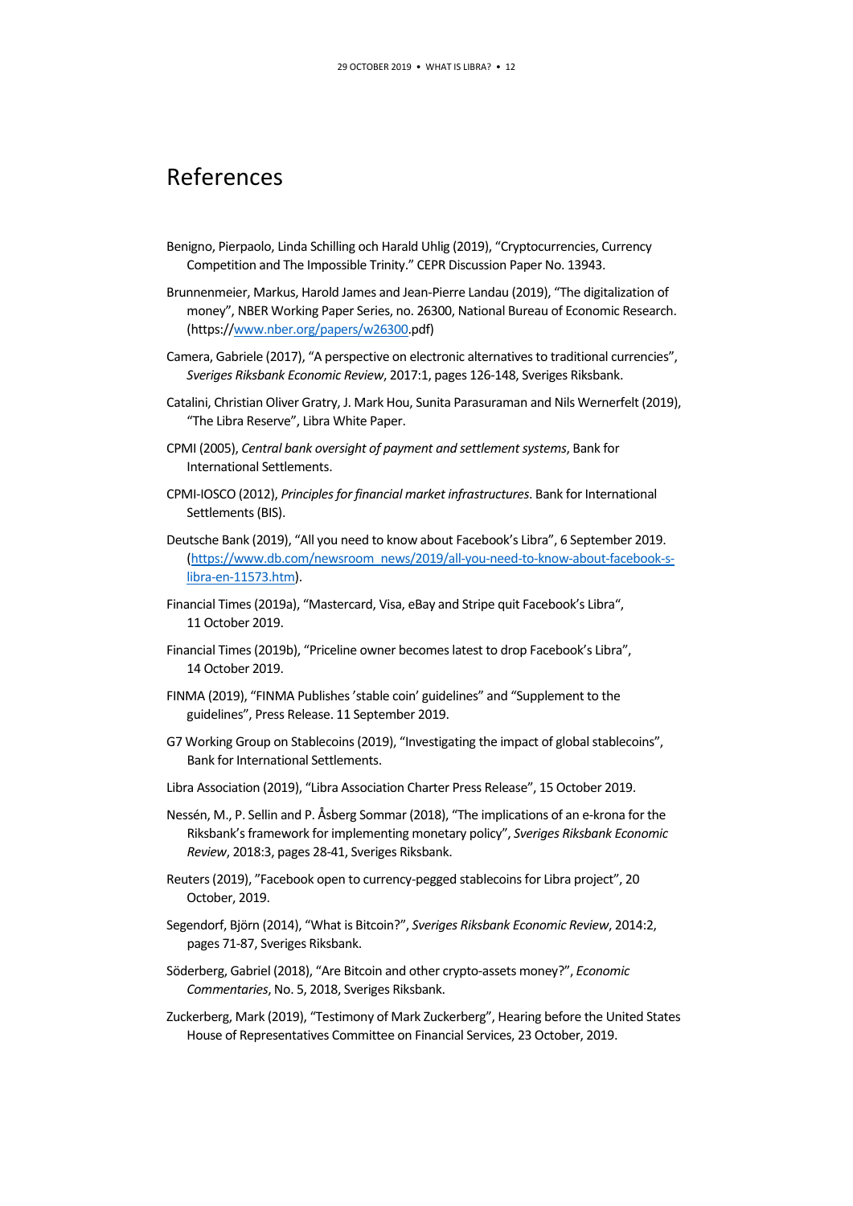# References

Benigno, Pierpaolo, Linda Schilling och Harald Uhlig (2019), "Cryptocurrencies, Currency Competition and The Impossible Trinity." CEPR Discussion Paper No. 13943.

Brunnenmeier, Markus, Harold James and Jean-Pierre Landau (2019), "The digitalization of money", NBER Working Paper Series, no. 26300, National Bureau of Economic Research. (https://www.nber.org/papers/w26300.pdf)

Camera, Gabriele (2017), "A perspective on electronic alternatives to traditional currencies", *Sveriges Riksbank Economic Review*, 2017:1, pages 126-148, Sveriges Riksbank.

Catalini, Christian Oliver Gratry, J. Mark Hou, Sunita Parasuraman and Nils Wernerfelt (2019), "The Libra Reserve", Libra White Paper.

CPMI (2005), *Central bank oversight of payment and settlement systems*, Bank for International Settlements.

CPMI-IOSCO (2012), *Principles for financial market infrastructures*. Bank for International Settlements (BIS).

Deutsche Bank (2019), "All you need to know about Facebook's Libra", 6 September 2019. (https://www.db.com/newsroom_news/2019/all-you-need-to-know-about-facebook-s-libra-en-11573.htm).

Financial Times (2019a), "Mastercard, Visa, eBay and Stripe quit Facebook's Libra", 11 October 2019.

Financial Times (2019b), "Priceline owner becomes latest to drop Facebook's Libra", 14 October 2019.

FINMA (2019), "FINMA Publishes 'stable coin' guidelines" and "Supplement to the guidelines", Press Release. 11 September 2019.

G7 Working Group on Stablecoins (2019), "Investigating the impact of global stablecoins", Bank for International Settlements.

Libra Association (2019), "Libra Association Charter Press Release", 15 October 2019.

Nessén, M., P. Sellin and P. Åsberg Sommar (2018), "The implications of an e-krona for the Riksbank's framework for implementing monetary policy", *Sveriges Riksbank Economic Review*, 2018:3, pages 28-41, Sveriges Riksbank.

Reuters (2019), "Facebook open to currency-pegged stablecoins for Libra project", 20 October, 2019.

Segendorf, Björn (2014), "What is Bitcoin?", *Sveriges Riksbank Economic Review*, 2014:2, pages 71-87, Sveriges Riksbank.

Söderberg, Gabriel (2018), "Are Bitcoin and other crypto-assets money?", *Economic Commentaries*, No. 5, 2018, Sveriges Riksbank.

Zuckerberg, Mark (2019), "Testimony of Mark Zuckerberg", Hearing before the United States House of Representatives Committee on Financial Services, 23 October, 2019.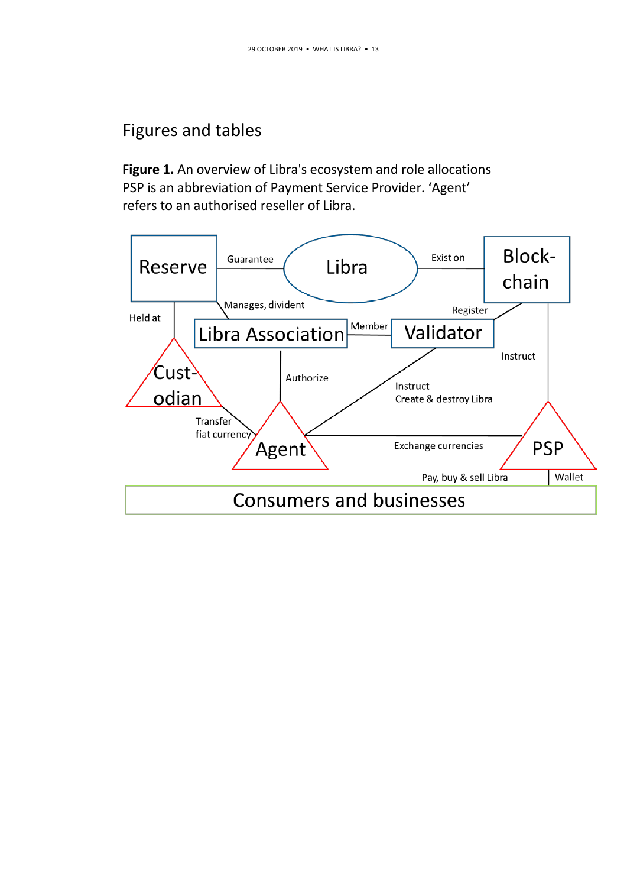## Figures and tables

**Figure 1.** An overview of Libra's ecosystem and role allocations
PSP is an abbreviation of Payment Service Provider. 'Agent' refers to an authorised reseller of Libra.

Reserve
Guarantee
Libra
Exist on
Block-chain
Manages, divident
Held at
Register
Libra Association
Member
Validator
Instruct
Cust-odian
Authorize
Instruct
Create & destroy Libra
Transfer
fiat currency
Agent
Exchange currencies
PSP
Pay, buy & sell Libra
Wallet
Consumers and businesses